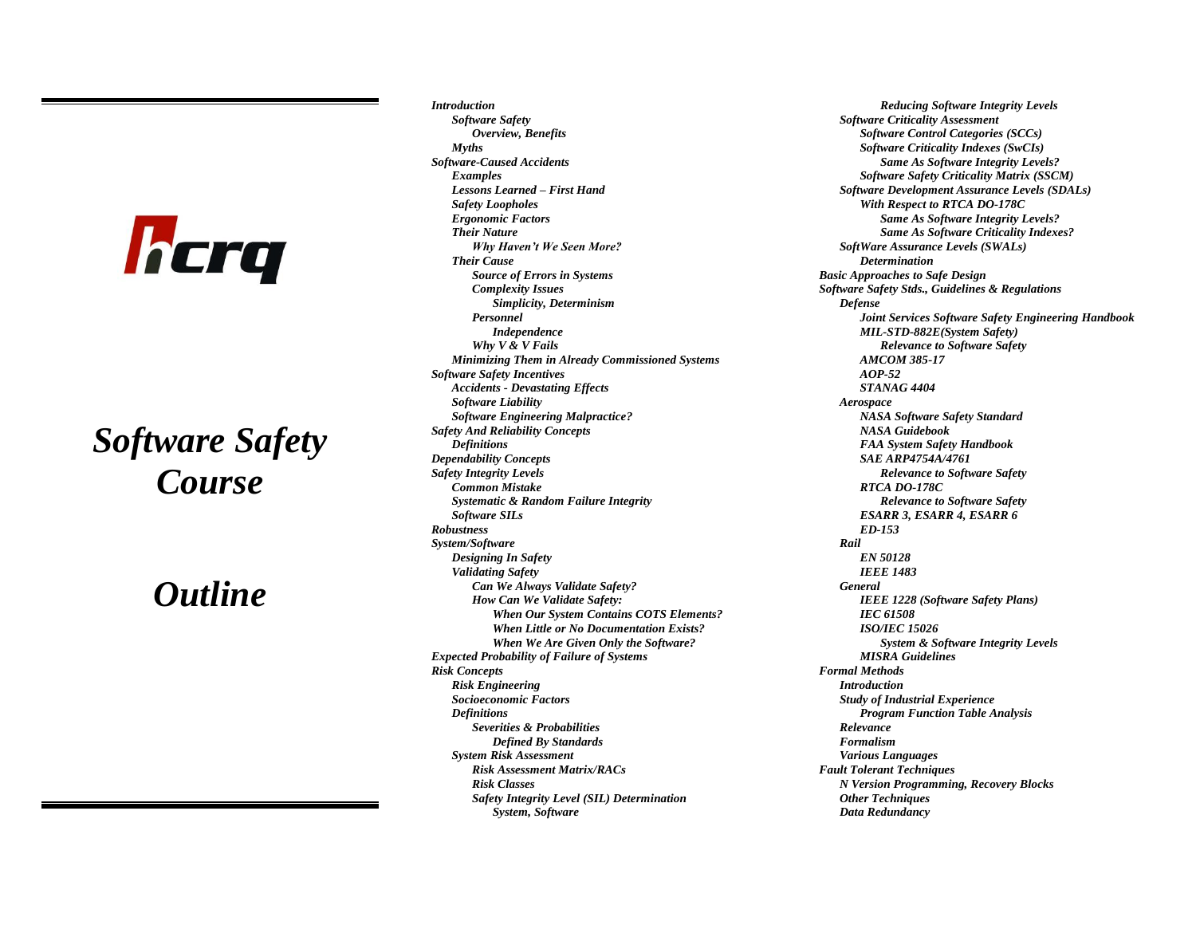hcrq

# Software Safety Course

# Outline

- *Introduction*
  - *Software Safety*
    - *Overview, Benefits*
  - *Myths*
- *Software-Caused Accidents*
  - *Examples*
  - *Lessons Learned – First Hand*
  - *Safety Loopholes*
  - *Ergonomic Factors*
  - *Their Nature*
    - *Why Haven't We Seen More?*
  - *Their Cause*
    - *Source of Errors in Systems*
    - *Complexity Issues*
      - *Simplicity, Determinism*
    - *Personnel*
      - *Independence*
    - *Why V & V Fails*
  - *Minimizing Them in Already Commissioned Systems*
- *Software Safety Incentives*
  - *Accidents - Devastating Effects*
  - *Software Liability*
  - *Software Engineering Malpractice?*
- *Safety And Reliability Concepts*
  - *Definitions*
- *Dependability Concepts*
- *Safety Integrity Levels*
  - *Common Mistake*
  - *Systematic & Random Failure Integrity*
  - *Software SILs*
- *Robustness*
- *System/Software*
  - *Designing In Safety*
  - *Validating Safety*
    - *Can We Always Validate Safety?*
    - *How Can We Validate Safety:*
      - *When Our System Contains COTS Elements?*
      - *When Little or No Documentation Exists?*
      - *When We Are Given Only the Software?*
- *Expected Probability of Failure of Systems*
- *Risk Concepts*
  - *Risk Engineering*
  - *Socioeconomic Factors*
  - *Definitions*
    - *Severities & Probabilities*
      - *Defined By Standards*
  - *System Risk Assessment*
    - *Risk Assessment Matrix/RACs*
    - *Risk Classes*
    - *Safety Integrity Level (SIL) Determination*
      - *System, Software*
      - *Reducing Software Integrity Levels*
  - *Software Criticality Assessment*
    - *Software Control Categories (SCCs)*
    - *Software Criticality Indexes (SwCIs)*
      - *Same As Software Integrity Levels?*
    - *Software Safety Criticality Matrix (SSCM)*
  - *Software Development Assurance Levels (SDALs)*
    - *With Respect to RTCA DO-178C*
      - *Same As Software Integrity Levels?*
      - *Same As Software Criticality Indexes?*
  - *SoftWare Assurance Levels (SWALs)*
    - *Determination*
- *Basic Approaches to Safe Design*
- *Software Safety Stds., Guidelines & Regulations*
  - *Defense*
    - *Joint Services Software Safety Engineering Handbook*
    - *MIL-STD-882E(System Safety)*
      - *Relevance to Software Safety*
    - *AMCOM 385-17*
    - *AOP-52*
    - *STANAG 4404*
  - *Aerospace*
    - *NASA Software Safety Standard*
    - *NASA Guidebook*
    - *FAA System Safety Handbook*
    - *SAE ARP4754A/4761*
      - *Relevance to Software Safety*
    - *RTCA DO-178C*
      - *Relevance to Software Safety*
    - *ESARR 3, ESARR 4, ESARR 6*
    - *ED-153*
  - *Rail*
    - *EN 50128*
    - *IEEE 1483*
  - *General*
    - *IEEE 1228 (Software Safety Plans)*
    - *IEC 61508*
    - *ISO/IEC 15026*
      - *System & Software Integrity Levels*
    - *MISRA Guidelines*
- *Formal Methods*
  - *Introduction*
  - *Study of Industrial Experience*
    - *Program Function Table Analysis*
  - *Relevance*
  - *Formalism*
  - *Various Languages*
- *Fault Tolerant Techniques*
  - *N Version Programming, Recovery Blocks*
  - *Other Techniques*
  - *Data Redundancy*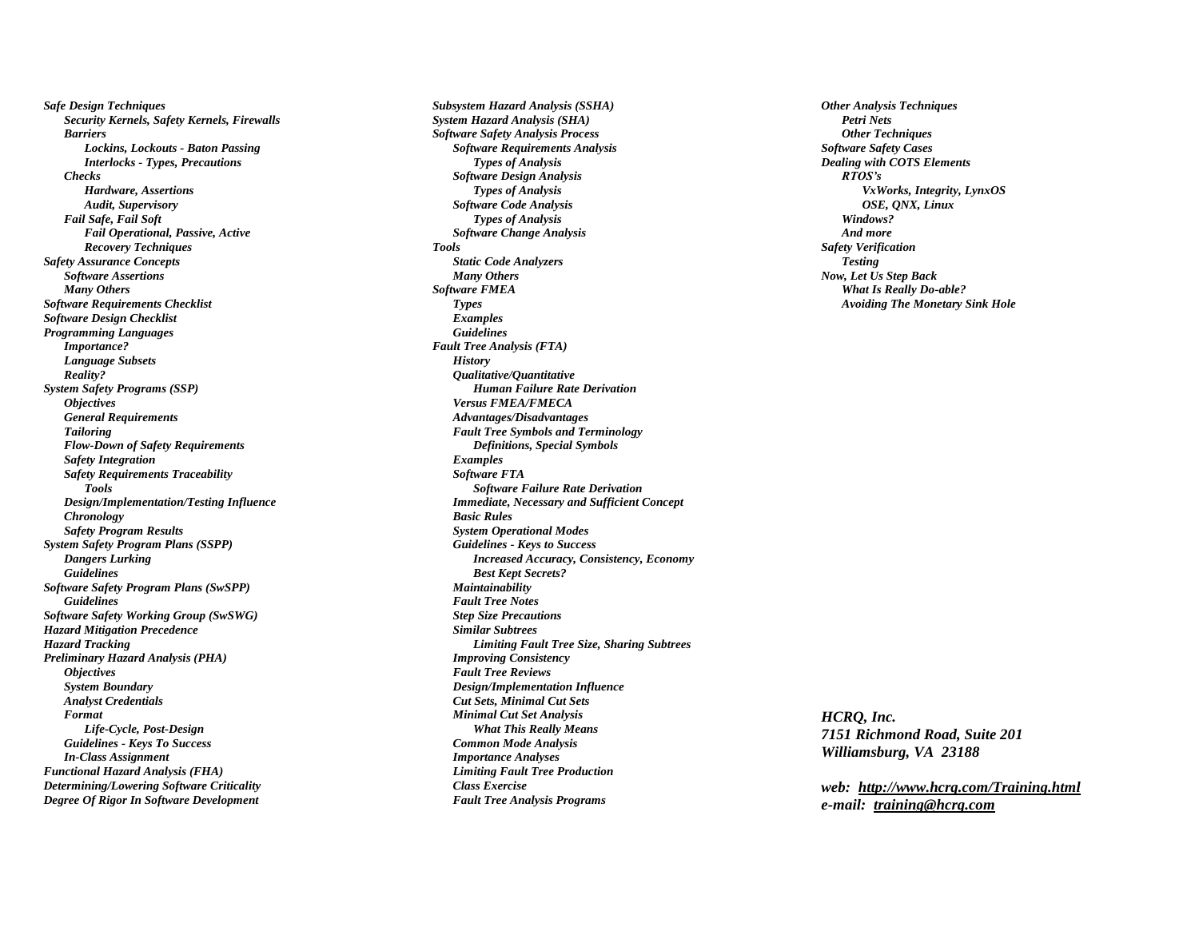*Safe Design Techniques*
- *Security Kernels, Safety Kernels, Firewalls*
- *Barriers*
  - *Lockins, Lockouts - Baton Passing*
  - *Interlocks - Types, Precautions*
- *Checks*
  - *Hardware, Assertions*
  - *Audit, Supervisory*
- *Fail Safe, Fail Soft*
  - *Fail Operational, Passive, Active*
  - *Recovery Techniques*

*Safety Assurance Concepts*
- *Software Assertions*
- *Many Others*

*Software Requirements Checklist*

*Software Design Checklist*

*Programming Languages*
- *Importance?*
- *Language Subsets*
- *Reality?*

*System Safety Programs (SSP)*
- *Objectives*
- *General Requirements*
- *Tailoring*
- *Flow-Down of Safety Requirements*
- *Safety Integration*
- *Safety Requirements Traceability*
  - *Tools*
- *Design/Implementation/Testing Influence*
- *Chronology*
- *Safety Program Results*

*System Safety Program Plans (SSPP)*
- *Dangers Lurking*
- *Guidelines*

*Software Safety Program Plans (SwSPP)*
- *Guidelines*

*Software Safety Working Group (SwSWG)*

*Hazard Mitigation Precedence*

*Hazard Tracking*

*Preliminary Hazard Analysis (PHA)*
- *Objectives*
- *System Boundary*
- *Analyst Credentials*
- *Format*
  - *Life-Cycle, Post-Design*
- *Guidelines - Keys To Success*
- *In-Class Assignment*

*Functional Hazard Analysis (FHA)*

*Determining/Lowering Software Criticality*

*Degree Of Rigor In Software Development*

*Subsystem Hazard Analysis (SSHA)*

*System Hazard Analysis (SHA)*

*Software Safety Analysis Process*
- *Software Requirements Analysis*
  - *Types of Analysis*
- *Software Design Analysis*
  - *Types of Analysis*
- *Software Code Analysis*
  - *Types of Analysis*
- *Software Change Analysis*

*Tools*
- *Static Code Analyzers*
- *Many Others*

*Software FMEA*
- *Types*
- *Examples*
- *Guidelines*

*Fault Tree Analysis (FTA)*
- *History*
- *Qualitative/Quantitative*
  - *Human Failure Rate Derivation*
- *Versus FMEA/FMECA*
- *Advantages/Disadvantages*
- *Fault Tree Symbols and Terminology*
  - *Definitions, Special Symbols*
- *Examples*
- *Software FTA*
  - *Software Failure Rate Derivation*
- *Immediate, Necessary and Sufficient Concept*
- *Basic Rules*
- *System Operational Modes*
- *Guidelines - Keys to Success*
  - *Increased Accuracy, Consistency, Economy*
  - *Best Kept Secrets?*
- *Maintainability*
- *Fault Tree Notes*
- *Step Size Precautions*
- *Similar Subtrees*
  - *Limiting Fault Tree Size, Sharing Subtrees*
- *Improving Consistency*
- *Fault Tree Reviews*
- *Design/Implementation Influence*
- *Cut Sets, Minimal Cut Sets*
- *Minimal Cut Set Analysis*
  - *What This Really Means*
- *Common Mode Analysis*
- *Importance Analyses*
- *Limiting Fault Tree Production*
- *Class Exercise*
- *Fault Tree Analysis Programs*

*Other Analysis Techniques*
- *Petri Nets*
- *Other Techniques*

*Software Safety Cases*

*Dealing with COTS Elements*
- *RTOS's*
  - *VxWorks, Integrity, LynxOS*
  - *OSE, QNX, Linux*
- *Windows?*
- *And more*

*Safety Verification*
- *Testing*

*Now, Let Us Step Back*
- *What Is Really Do-able?*
- *Avoiding The Monetary Sink Hole*

***HCRQ, Inc.***
***7151 Richmond Road, Suite 201***
***Williamsburg, VA 23188***

***web: [http://www.hcrq.com/Training.html](http://www.hcrq.com/Training.html)***
***e-mail: [training@hcrq.com](mailto:training@hcrq.com)***